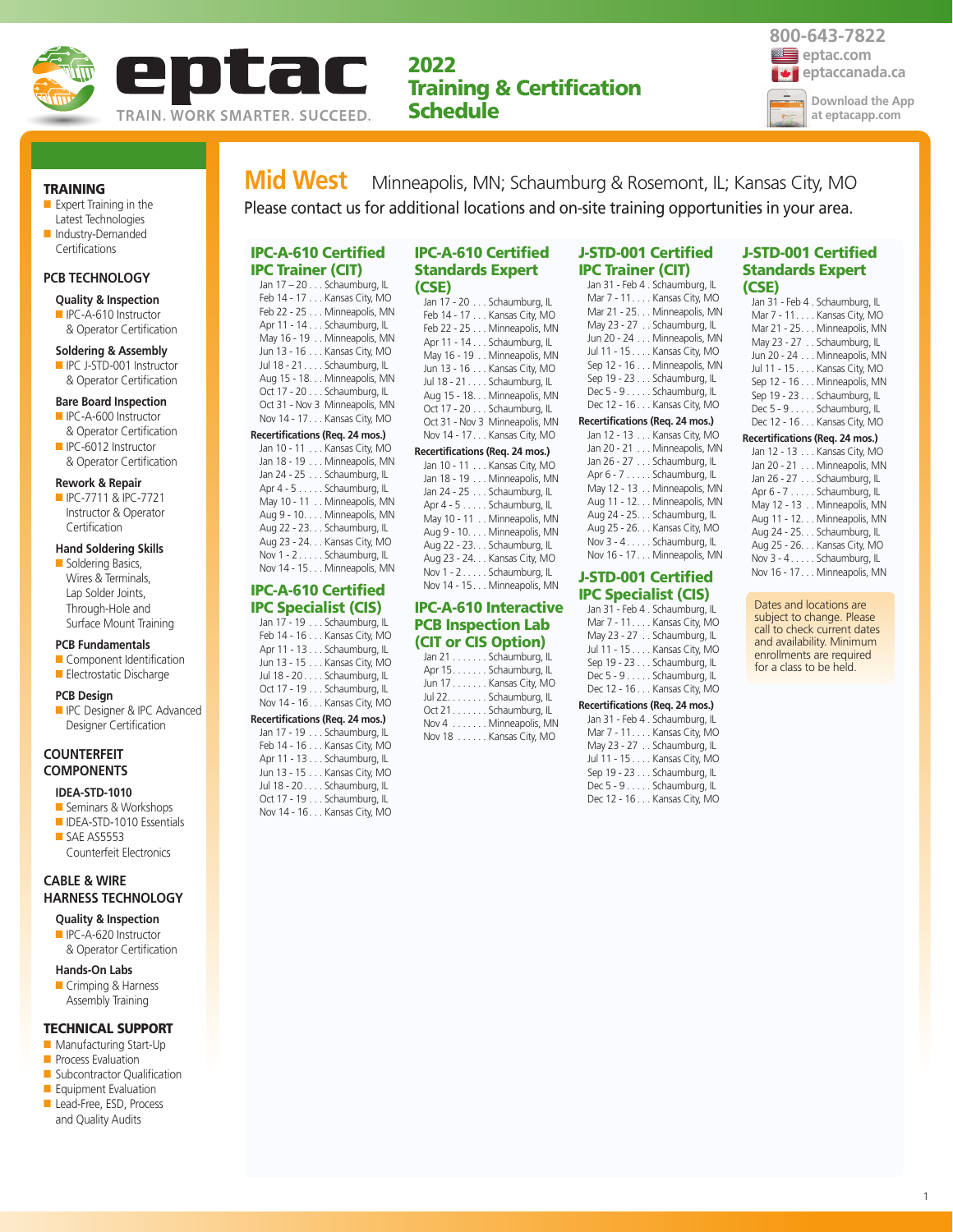# eptac

TRAIN. WORK SMARTER. SUCCEED.

## 2022 Training & Certification Schedule

800-643-7822
eptac.com
eptaccanada.ca
Download the App at eptacapp.com

### TRAINING

- Expert Training in the Latest Technologies
- Industry-Demanded Certifications

### PCB TECHNOLOGY

**Quality & Inspection**
- IPC-A-610 Instructor & Operator Certification

**Soldering & Assembly**
- IPC J-STD-001 Instructor & Operator Certification

**Bare Board Inspection**
- IPC-A-600 Instructor & Operator Certification
- IPC-6012 Instructor & Operator Certification

**Rework & Repair**
- IPC-7711 & IPC-7721 Instructor & Operator Certification

**Hand Soldering Skills**
- Soldering Basics, Wires & Terminals, Lap Solder Joints, Through-Hole and Surface Mount Training

**PCB Fundamentals**
- Component Identification
- Electrostatic Discharge

**PCB Design**
- IPC Designer & IPC Advanced Designer Certification

### COUNTERFEIT COMPONENTS

**IDEA-STD-1010**
- Seminars & Workshops
- IDEA-STD-1010 Essentials
- SAE AS5553 Counterfeit Electronics

### CABLE & WIRE HARNESS TECHNOLOGY

**Quality & Inspection**
- IPC-A-620 Instructor & Operator Certification

**Hands-On Labs**
- Crimping & Harness Assembly Training

### TECHNICAL SUPPORT

- Manufacturing Start-Up
- Process Evaluation
- Subcontractor Qualification
- Equipment Evaluation
- Lead-Free, ESD, Process and Quality Audits

## Mid West Minneapolis, MN; Schaumburg & Rosemont, IL; Kansas City, MO

Please contact us for additional locations and on-site training opportunities in your area.

### IPC-A-610 Certified IPC Trainer (CIT)

- Jan 17 – 20 . . . Schaumburg, IL
- Feb 14 - 17 . . . Kansas City, MO
- Feb 22 - 25 . . . Minneapolis, MN
- Apr 11 - 14 . . . Schaumburg, IL
- May 16 - 19 . . Minneapolis, MN
- Jun 13 - 16 . . . Kansas City, MO
- Jul 18 - 21 . . . . Schaumburg, IL
- Aug 15 - 18 . . . Minneapolis, MN
- Oct 17 - 20 . . . Schaumburg, IL
- Oct 31 - Nov 3 Minneapolis, MN
- Nov 14 - 17 . . . Kansas City, MO

**Recertifications (Req. 24 mos.)**

- Jan 10 - 11 . . . Kansas City, MO
- Jan 18 - 19 . . . Minneapolis, MN
- Jan 24 - 25 . . . Schaumburg, IL
- Apr 4 - 5 . . . . . Schaumburg, IL
- May 10 - 11 . . Minneapolis, MN
- Aug 9 - 10. . . . Minneapolis, MN
- Aug 22 - 23. . . Schaumburg, IL
- Aug 23 - 24. . . Kansas City, MO
- Nov 1 - 2 . . . . . Schaumburg, IL
- Nov 14 - 15. . . Minneapolis, MN

### IPC-A-610 Certified IPC Specialist (CIS)

- Jan 17 - 19 . . . Schaumburg, IL
- Feb 14 - 16 . . . Kansas City, MO
- Apr 11 - 13 . . . Schaumburg, IL
- Jun 13 - 15 . . . Kansas City, MO
- Jul 18 - 20. . . . Schaumburg, IL
- Oct 17 - 19 . . . Schaumburg, IL
- Nov 14 - 16 . . . Kansas City, MO

**Recertifications (Req. 24 mos.)**

- Jan 17 - 19 . . . Schaumburg, IL
- Feb 14 - 16 . . . Kansas City, MO
- Apr 11 - 13 . . . Schaumburg, IL
- Jun 13 - 15 . . . Kansas City, MO
- Jul 18 - 20. . . . Schaumburg, IL
- Oct 17 - 19 . . . Schaumburg, IL
- Nov 14 - 16 . . . Kansas City, MO

### IPC-A-610 Certified Standards Expert (CSE)

- Jan 17 - 20 . . . Schaumburg, IL
- Feb 14 - 17 . . . Kansas City, MO
- Feb 22 - 25 . . . Minneapolis, MN
- Apr 11 - 14 . . . Schaumburg, IL
- May 16 - 19 . . . Minneapolis, MN
- Jun 13 - 16 . . . Kansas City, MO
- Jul 18 - 21 . . . . Schaumburg, IL
- Aug 15 - 18. . . Minneapolis, MN
- Oct 31 - Nov 3 Minneapolis, MN
- Oct 17 - 20 . . . Schaumburg, IL
- Nov 14 - 17. . . Kansas City, MO

**Recertifications (Req. 24 mos.)**

- Jan 10 - 11 . . . Kansas City, MO
- Jan 18 - 19 . . . Minneapolis, MN
- Jan 24 - 25 . . . Schaumburg, IL
- Apr 4 - 5 . . . . . Schaumburg, IL
- May 10 - 11 . . Minneapolis, MN
- Aug 9 - 10. . . . Minneapolis, MN
- Aug 22 - 23. . . Schaumburg, IL
- Aug 23 - 24. . . Kansas City, MO
- Nov 1 - 2 . . . . Schaumburg, IL
- Nov 14 - 15. . . Minneapolis, MN

### IPC-A-610 Interactive PCB Inspection Lab (CIT or CIS Option)

- Jan 21 . . . . . . . Schaumburg, IL
- Apr 15. . . . . . . Schaumburg, IL
- Jun 17 . . . . . . . Kansas City, MO
- Jul 22. . . . . . . . Schaumburg, IL
- Oct 21 . . . . . . . Schaumburg, IL
- Nov 4 . . . . . . . Minneapolis, MN
- Nov 18 . . . . . . Kansas City, MO

### J-STD-001 Certified IPC Trainer (CIT)

- Jan 31 - Feb 4 . Schaumburg, IL
- Mar 7 - 11. . . . Kansas City, MO
- Mar 21 - 25. . . Minneapolis, MN
- May 23 - 27 . . Schaumburg, IL
- Jun 20 - 24 . . . Minneapolis, MN
- Jul 11 - 15 . . . . Kansas City, MO
- Sep 12 - 16 . . . Minneapolis, MN
- Sep 19 - 23 . . . Schaumburg, IL
- Dec 5 - 9 . . . . . Schaumburg, IL
- Dec 12 - 16 . . . Kansas City, MO

**Recertifications (Req. 24 mos.)**

- Jan 12 - 13 . . . Kansas City, MO
- Jan 20 - 21 . . . Minneapolis, MN
- Jan 26 - 27 . . . Schaumburg, IL
- Apr 6 - 7 . . . . . Schaumburg, IL
- May 12 - 13 . . Minneapolis, MN
- Aug 11 - 12. . . Minneapolis, MN
- Aug 24 - 25. . . Schaumburg, IL
- Aug 25 - 26. . . Kansas City, MO
- Nov 3 - 4 . . . . . Schaumburg, IL
- Nov 16 - 17. . . Minneapolis, MN

### J-STD-001 Certified IPC Specialist (CIS)

- Jan 31 - Feb 4 . Schaumburg, IL
- Mar 7 - 11. . . . Kansas City, MO
- May 23 - 27 . . Schaumburg, IL
- Jul 11 - 15 . . . . Kansas City, MO
- Sep 19 - 23 . . . Schaumburg, IL
- Dec 5 - 9 . . . . . Schaumburg, IL
- Dec 12 - 16 . . . Kansas City, MO

**Recertifications (Req. 24 mos.)**

- Jan 31 - Feb 4 . Schaumburg, IL
- Mar 7 - 11. . . . Kansas City, MO
- May 23 - 27 . . Schaumburg, IL
- Jul 11 - 15 . . . . Kansas City, MO
- Sep 19 - 23 . . . Schaumburg, IL
- Dec 5 - 9 . . . . . Schaumburg, IL
- Dec 12 - 16 . . . Kansas City, MO

### J-STD-001 Certified Standards Expert (CSE)

- Jan 31 - Feb 4 . Schaumburg, IL
- Mar 7 - 11. . . . Kansas City, MO
- Mar 21 - 25. . . Minneapolis, MN
- May 23 - 27 . . Schaumburg, IL
- Jun 20 - 24 . . . Minneapolis, MN
- Jul 11 - 15 . . . . Kansas City, MO
- Sep 12 - 16 . . . Minneapolis, MN
- Sep 19 - 23 . . . Schaumburg, IL
- Dec 5 - 9 . . . . . Schaumburg, IL
- Dec 12 - 16 . . . Kansas City, MO

**Recertifications (Req. 24 mos.)**

- Jan 12 - 13 . . . Kansas City, MO
- Jan 20 - 21 . . . Minneapolis, MN
- Jan 26 - 27 . . . Schaumburg, IL
- Apr 6 - 7 . . . . . Schaumburg, IL
- May 12 - 13 . . Minneapolis, MN
- Aug 11 - 12. . . Minneapolis, MN
- Aug 24 - 25. . . Schaumburg, IL
- Aug 25 - 26. . . Kansas City, MO
- Nov 3 - 4 . . . . . Schaumburg, IL
- Nov 16 - 17. . . Minneapolis, MN

Dates and locations are subject to change. Please call to check current dates and availability. Minimum enrollments are required for a class to be held.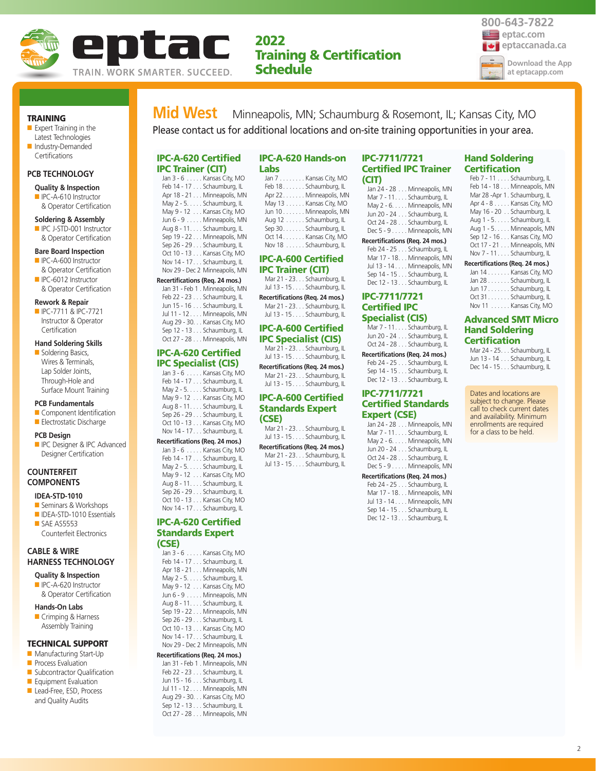eptac

TRAIN. WORK SMARTER. SUCCEED.

# 2022 Training & Certification Schedule

800-643-7822
eptac.com
eptaccanada.ca
Download the App at eptacapp.com

## TRAINING

- Expert Training in the Latest Technologies
- Industry-Demanded Certifications

### PCB TECHNOLOGY

**Quality & Inspection**
- IPC-A-610 Instructor & Operator Certification

**Soldering & Assembly**
- IPC J-STD-001 Instructor & Operator Certification

**Bare Board Inspection**
- IPC-A-600 Instructor & Operator Certification
- IPC-6012 Instructor & Operator Certification

**Rework & Repair**
- IPC-7711 & IPC-7721 Instructor & Operator Certification

**Hand Soldering Skills**
- Soldering Basics, Wires & Terminals, Lap Solder Joints, Through-Hole and Surface Mount Training

**PCB Fundamentals**
- Component Identification
- Electrostatic Discharge

**PCB Design**
- IPC Designer & IPC Advanced Designer Certification

### COUNTERFEIT COMPONENTS

**IDEA-STD-1010**
- Seminars & Workshops
- IDEA-STD-1010 Essentials
- SAE AS5553 Counterfeit Electronics

### CABLE & WIRE HARNESS TECHNOLOGY

**Quality & Inspection**
- IPC-A-620 Instructor & Operator Certification

**Hands-On Labs**
- Crimping & Harness Assembly Training

### TECHNICAL SUPPORT

- Manufacturing Start-Up
- Process Evaluation
- Subcontractor Qualification
- Equipment Evaluation
- Lead-Free, ESD, Process and Quality Audits

# Mid West

Minneapolis, MN; Schaumburg & Rosemont, IL; Kansas City, MO

Please contact us for additional locations and on-site training opportunities in your area.

### IPC-A-620 Certified IPC Trainer (CIT)

Jan 3 - 6 . . . . . Kansas City, MO
Feb 14 - 17 . . . Schaumburg, IL
Apr 18 - 21 . . . Minneapolis, MN
May 2 - 5. . . . . Schaumburg, IL
May 9 - 12 . . . Kansas City, MO
Jun 6 - 9 . . . . . Minneapolis, MN
Aug 8 - 11. . . . Schaumburg, IL
Sep 19 - 22 . . . Minneapolis, MN
Sep 26 - 29 . . . Schaumburg, IL
Oct 10 - 13 . . . Kansas City, MO
Nov 14 - 17. . . Schaumburg, IL
Nov 29 - Dec 2 Minneapolis, MN

**Recertifications (Req. 24 mos.)**

Jan 31 - Feb 1 . Minneapolis, MN
Feb 22 - 23 . . . Schaumburg, IL
Jun 15 - 16 . . . Schaumburg, IL
Jul 11 - 12. . . . Minneapolis, MN
Aug 29 - 30. . . Kansas City, MO
Sep 12 - 13. . . Schaumburg, IL
Oct 27 - 28 . . . Minneapolis, MN

### IPC-A-620 Certified IPC Specialist (CIS)

Jan 3 - 6 . . . . . Kansas City, MO
Feb 14 - 17 . . . Schaumburg, IL
May 2 - 5. . . . . Schaumburg, IL
May 9 - 12 . . . Kansas City, MO
Aug 8 - 11. . . . Schaumburg, IL
Sep 26 - 29 . . . Schaumburg, IL
Oct 10 - 13 . . . Kansas City, MO
Nov 14 - 17. . . Schaumburg, IL

**Recertifications (Req. 24 mos.)**

Jan 3 - 6 . . . . . Kansas City, MO
Feb 14 - 17 . . . Schaumburg, IL
May 2 - 5. . . . . Schaumburg, IL
May 9 - 12 . . . Kansas City, MO
Aug 8 - 11. . . . Schaumburg, IL
Sep 26 - 29 . . . Schaumburg, IL
Oct 10 - 13 . . . Kansas City, MO
Nov 14 - 17. . . Schaumburg, IL

### IPC-A-620 Certified Standards Expert (CSE)

Jan 3 - 6 . . . . . Kansas City, MO
Feb 14 - 17 . . . Schaumburg, IL
Apr 18 - 21 . . . Minneapolis, MN
May 2 - 5. . . . . Schaumburg, IL
May 9 - 12 . . . Kansas City, MO
Jun 6 - 9 . . . . . Minneapolis, MN
Aug 8 - 11. . . . Schaumburg, IL
Sep 19 - 22 . . . Minneapolis, MN
Sep 26 - 29 . . . Schaumburg, IL
Oct 10 - 13 . . . Kansas City, MO
Nov 14 - 17. . . Schaumburg, IL
Nov 29 - Dec 2 Minneapolis, MN

**Recertifications (Req. 24 mos.)**

Jan 31 - Feb 1 . Minneapolis, MN
Feb 22 - 23 . . . Schaumburg, IL
Jun 15 - 16 . . . Schaumburg, IL
Jul 11 - 12. . . . Minneapolis, MN
Aug 29 - 30. . . Kansas City, MO
Sep 12 - 13. . . Schaumburg, IL
Oct 27 - 28 . . . Minneapolis, MN

### IPC-A-620 Hands-on Labs

Jan 7 . . . . . . . . Kansas City, MO
Feb 18 . . . . . . . Schaumburg, IL
Apr 22. . . . . . . Minneapolis, MN
May 13 . . . . . . Kansas City, MO
Jun 10 . . . . . . . Minneapolis, MN
Aug 12 . . . . . . Schaumburg, IL
Sep 30. . . . . . . Schaumburg, IL
Oct 14 . . . . . . . Kansas City, MO
Nov 18 . . . . . . Schaumburg, IL

### IPC-A-600 Certified IPC Trainer (CIT)

Mar 21 - 23. . . Schaumburg, IL
Jul 13 - 15 . . . . Schaumburg, IL

**Recertifications (Req. 24 mos.)**

Mar 21 - 23. . . Schaumburg, IL
Jul 13 - 15 . . . . Schaumburg, IL

### IPC-A-600 Certified IPC Specialist (CIS)

Mar 21 - 23. . . Schaumburg, IL
Jul 13 - 15 . . . . Schaumburg, IL

**Recertifications (Req. 24 mos.)**

Mar 21 - 23. . . Schaumburg, IL
Jul 13 - 15 . . . . Schaumburg, IL

### IPC-A-600 Certified Standards Expert (CSE)

Mar 21 - 23. . . Schaumburg, IL
Jul 13 - 15 . . . . Schaumburg, IL

**Recertifications (Req. 24 mos.)**

Mar 21 - 23. . . Schaumburg, IL
Jul 13 - 15 . . . . Schaumburg, IL

### IPC-7711/7721 Certified IPC Trainer (CIT)

Jan 24 - 28 . . . Minneapolis, MN
Mar 7 - 11. . . . Schaumburg, IL
May 2 - 6. . . . . Minneapolis, MN
Jun 20 - 24 . . . Schaumburg, IL
Oct 24 - 28 . . . Schaumburg, IL
Dec 5 - 9 . . . . . Minneapolis, MN

**Recertifications (Req. 24 mos.)**

Feb 24 - 25 . . . Schaumburg, IL
Mar 17 - 18. . . Minneapolis, MN
Jul 13 - 14. . . . Minneapolis, MN
Sep 14 - 15 . . . Schaumburg, IL
Dec 12 - 13. . . Schaumburg, IL

### IPC-7711/7721 Certified IPC Specialist (CIS)

Mar 7 - 11. . . . Schaumburg, IL
Jun 20 - 24 . . . Schaumburg, IL
Oct 24 - 28 . . . Schaumburg, IL

**Recertifications (Req. 24 mos.)**

Feb 24 - 25 . . . Schaumburg, IL
Sep 14 - 15 . . . Schaumburg, IL
Dec 12 - 13. . . Schaumburg, IL

### IPC-7711/7721 Certified Standards Expert (CSE)

Jan 24 - 28 . . . Minneapolis, MN
Mar 7 - 11. . . . Schaumburg, IL
May 2 - 6. . . . . Minneapolis, MN
Jun 20 - 24 . . . Schaumburg, IL
Oct 24 - 28 . . . Schaumburg, IL
Dec 5 - 9 . . . . . Minneapolis, MN

**Recertifications (Req. 24 mos.)**

Feb 24 - 25 . . . Schaumburg, IL
Mar 17 - 18. . . Minneapolis, MN
Jul 13 - 14. . . . Minneapolis, MN
Sep 14 - 15 . . . Schaumburg, IL
Dec 12 - 13. . . Schaumburg, IL

### Hand Soldering Certification

Feb 7 - 11 . . . . Schaumburg, IL
Feb 14 - 18 . . . Minneapolis, MN
Mar 28 -Apr 1. Schaumburg, IL
Apr 4 - 8 . . . . . Kansas City, MO
May 16 - 20 . . Schaumburg, IL
Aug 1 - 5. . . . . Schaumburg, IL
Aug 1 - 5. . . . . Minneapolis, MN
Sep 12 - 16 . . . Kansas City, MO
Oct 17 - 21 . . . Minneapolis, MN
Nov 7 - 11. . . . Schaumburg, IL

**Recertifications (Req. 24 mos.)**

Jan 14 . . . . . . . Kansas City, MO
Jan 28 . . . . . . . Schaumburg, IL
Jun 17. . . . . . . Schaumburg, IL
Oct 31. . . . . . . Schaumburg, IL
Nov 11 . . . . . . Kansas City, MO

### Advanced SMT Micro Hand Soldering Certification

Mar 24 - 25. . . Schaumburg, IL
Jun 13 - 14 . . . Schaumburg, IL
Dec 14 - 15. . . Schaumburg, IL

Dates and locations are subject to change. Please call to check current dates and availability. Minimum enrollments are required for a class to be held.